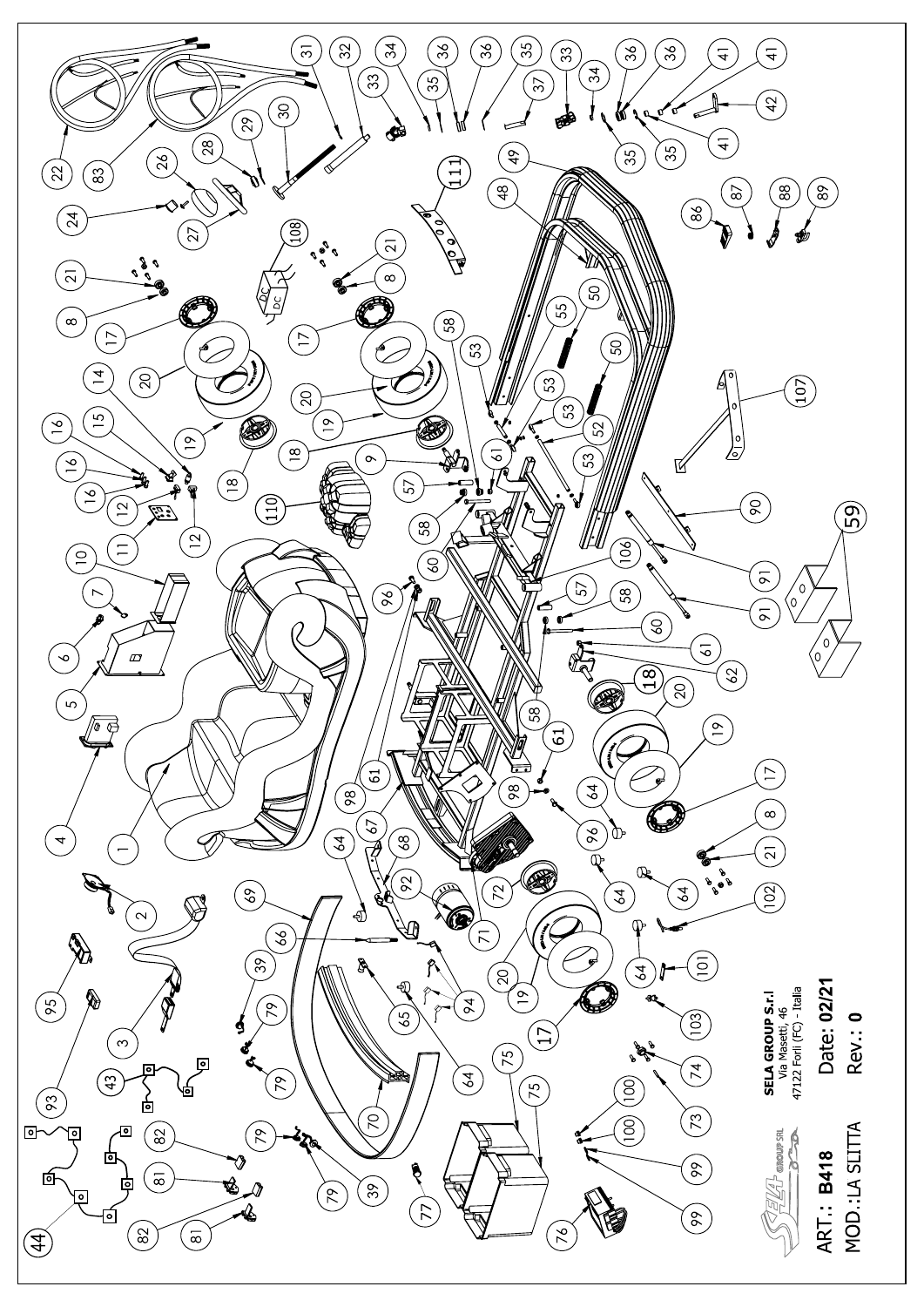SELA GROUP S.r.l
Via Masetti, 46
47122 Forlì (FC) - Italia

ART.: **B418**

MOD.:LA SLITTA

Date: **02/21**

Rev.: **0**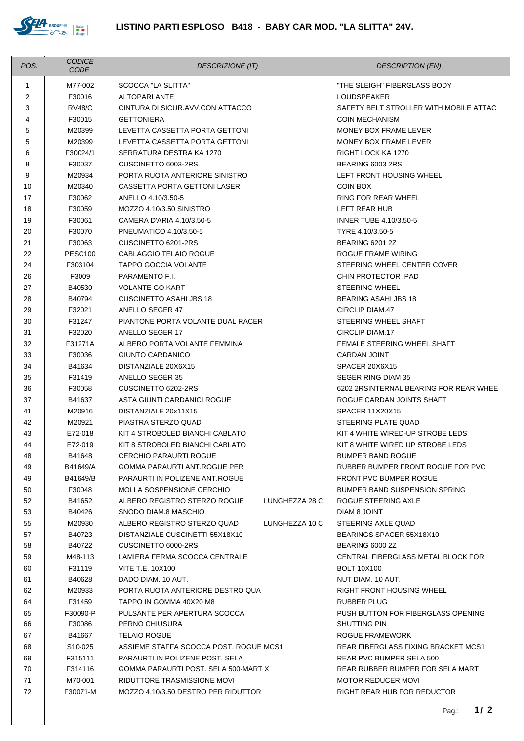# LISTINO PARTI ESPLOSO B418 - BABY CAR MOD. "LA SLITTA" 24V.

| POS. | CODICE CODE | DESCRIZIONE (IT) | | DESCRIPTION (EN) |
|---|---|---|---|---|
| 1 | M77-002 | SCOCCA "LA SLITTA" | | "THE SLEIGH" FIBERGLASS BODY |
| 2 | F30016 | ALTOPARLANTE | | LOUDSPEAKER |
| 3 | RV48/C | CINTURA DI SICUR.AVV.CON ATTACCO | | SAFETY BELT STROLLER WITH MOBILE ATTAC |
| 4 | F30015 | GETTONIERA | | COIN MECHANISM |
| 5 | M20399 | LEVETTA CASSETTA PORTA GETTONI | | MONEY BOX FRAME LEVER |
| 5 | M20399 | LEVETTA CASSETTA PORTA GETTONI | | MONEY BOX FRAME LEVER |
| 6 | F30024/1 | SERRATURA DESTRA KA 1270 | | RIGHT LOCK KA 1270 |
| 8 | F30037 | CUSCINETTO 6003-2RS | | BEARING 6003 2RS |
| 9 | M20934 | PORTA RUOTA ANTERIORE SINISTRO | | LEFT FRONT HOUSING WHEEL |
| 10 | M20340 | CASSETTA PORTA GETTONI LASER | | COIN BOX |
| 17 | F30062 | ANELLO 4.10/3.50-5 | | RING FOR REAR WHEEL |
| 18 | F30059 | MOZZO 4.10/3.50 SINISTRO | | LEFT REAR HUB |
| 19 | F30061 | CAMERA D'ARIA 4.10/3.50-5 | | INNER TUBE 4.10/3.50-5 |
| 20 | F30070 | PNEUMATICO 4.10/3.50-5 | | TYRE 4.10/3.50-5 |
| 21 | F30063 | CUSCINETTO 6201-2RS | | BEARING 6201 2Z |
| 22 | PESC100 | CABLAGGIO TELAIO ROGUE | | ROGUE FRAME WIRING |
| 24 | F303104 | TAPPO GOCCIA VOLANTE | | STEERING WHEEL CENTER COVER |
| 26 | F3009 | PARAMENTO F.I. | | CHIN PROTECTOR PAD |
| 27 | B40530 | VOLANTE GO KART | | STEERING WHEEL |
| 28 | B40794 | CUSCINETTO ASAHI JBS 18 | | BEARING ASAHI JBS 18 |
| 29 | F32021 | ANELLO SEGER 47 | | CIRCLIP DIAM.47 |
| 30 | F31247 | PIANTONE PORTA VOLANTE DUAL RACER | | STEERING WHEEL SHAFT |
| 31 | F32020 | ANELLO SEGER 17 | | CIRCLIP DIAM.17 |
| 32 | F31271A | ALBERO PORTA VOLANTE FEMMINA | | FEMALE STEERING WHEEL SHAFT |
| 33 | F30036 | GIUNTO CARDANICO | | CARDAN JOINT |
| 34 | B41634 | DISTANZIALE 20X6X15 | | SPACER 20X6X15 |
| 35 | F31419 | ANELLO SEGER 35 | | SEGER RING DIAM 35 |
| 36 | F30058 | CUSCINETTO 6202-2RS | | 6202 2RSINTERNAL BEARING FOR REAR WHEE |
| 37 | B41637 | ASTA GIUNTI CARDANICI ROGUE | | ROGUE CARDAN JOINTS SHAFT |
| 41 | M20916 | DISTANZIALE 20x11X15 | | SPACER 11X20X15 |
| 42 | M20921 | PIASTRA STERZO QUAD | | STEERING PLATE QUAD |
| 43 | E72-018 | KIT 4 STROBOLED BIANCHI CABLATO | | KIT 4 WHITE WIRED-UP STROBE LEDS |
| 44 | E72-019 | KIT 8 STROBOLED BIANCHI CABLATO | | KIT 8 WHITE WIRED UP STROBE LEDS |
| 48 | B41648 | CERCHIO PARAURTI ROGUE | | BUMPER BAND ROGUE |
| 49 | B41649/A | GOMMA PARAURTI ANT.ROGUE PER | | RUBBER BUMPER FRONT ROGUE FOR PVC |
| 49 | B41649/B | PARAURTI IN POLIZENE ANT.ROGUE | | FRONT PVC BUMPER ROGUE |
| 50 | F30048 | MOLLA SOSPENSIONE CERCHIO | | BUMPER BAND SUSPENSION SPRING |
| 52 | B41652 | ALBERO REGISTRO STERZO ROGUE | LUNGHEZZA 28 C | ROGUE STEERING AXLE |
| 53 | B40426 | SNODO DIAM.8 MASCHIO | | DIAM 8 JOINT |
| 55 | M20930 | ALBERO REGISTRO STERZO QUAD | LUNGHEZZA 10 C | STEERING AXLE QUAD |
| 57 | B40723 | DISTANZIALE CUSCINETTI 55X18X10 | | BEARINGS SPACER 55X18X10 |
| 58 | B40722 | CUSCINETTO 6000-2RS | | BEARING 6000 2Z |
| 59 | M48-113 | LAMIERA FERMA SCOCCA CENTRALE | | CENTRAL FIBERGLASS METAL BLOCK FOR |
| 60 | F31119 | VITE T.E. 10X100 | | BOLT 10X100 |
| 61 | B40628 | DADO DIAM. 10 AUT. | | NUT DIAM. 10 AUT. |
| 62 | M20933 | PORTA RUOTA ANTERIORE DESTRO QUA | | RIGHT FRONT HOUSING WHEEL |
| 64 | F31459 | TAPPO IN GOMMA 40X20 M8 | | RUBBER PLUG |
| 65 | F30090-P | PULSANTE PER APERTURA SCOCCA | | PUSH BUTTON FOR FIBERGLASS OPENING |
| 66 | F30086 | PERNO CHIUSURA | | SHUTTING PIN |
| 67 | B41667 | TELAIO ROGUE | | ROGUE FRAMEWORK |
| 68 | S10-025 | ASSIEME STAFFA SCOCCA POST. ROGUE MCS1 | | REAR FIBERGLASS FIXING BRACKET MCS1 |
| 69 | F315111 | PARAURTI IN POLIZENE POST. SELA | | REAR PVC BUMPER SELA 500 |
| 70 | F314116 | GOMMA PARAURTI POST. SELA 500-MART X | | REAR RUBBER BUMPER FOR SELA MART |
| 71 | M70-001 | RIDUTTORE TRASMISSIONE MOVI | | MOTOR REDUCER MOVI |
| 72 | F30071-M | MOZZO 4.10/3.50 DESTRO PER RIDUTTOR | | RIGHT REAR HUB FOR REDUCTOR |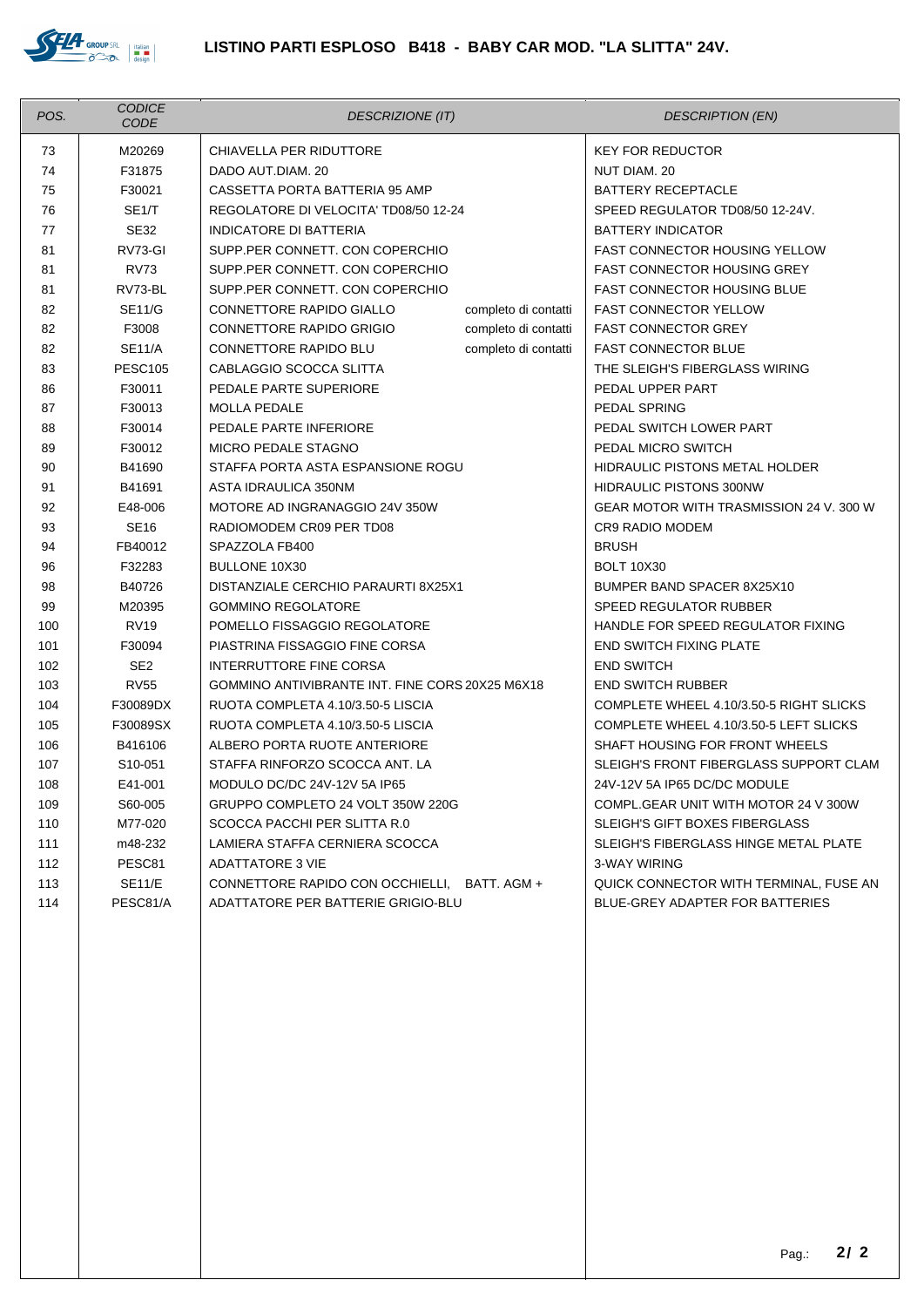# LISTINO PARTI ESPLOSO B418 - BABY CAR MOD. "LA SLITTA" 24V.

| *POS.* | *CODICE CODE* | *DESCRIZIONE (IT)* | | *DESCRIPTION (EN)* |
|---|---|---|---|---|
| 73 | M20269 | CHIAVELLA PER RIDUTTORE | | KEY FOR REDUCTOR |
| 74 | F31875 | DADO AUT.DIAM. 20 | | NUT DIAM. 20 |
| 75 | F30021 | CASSETTA PORTA BATTERIA 95 AMP | | BATTERY RECEPTACLE |
| 76 | SE1/T | REGOLATORE DI VELOCITA' TD08/50 12-24 | | SPEED REGULATOR TD08/50 12-24V. |
| 77 | SE32 | INDICATORE DI BATTERIA | | BATTERY INDICATOR |
| 81 | RV73-GI | SUPP.PER CONNETT. CON COPERCHIO | | FAST CONNECTOR HOUSING YELLOW |
| 81 | RV73 | SUPP.PER CONNETT. CON COPERCHIO | | FAST CONNECTOR HOUSING GREY |
| 81 | RV73-BL | SUPP.PER CONNETT. CON COPERCHIO | | FAST CONNECTOR HOUSING BLUE |
| 82 | SE11/G | CONNETTORE RAPIDO GIALLO | completo di contatti | FAST CONNECTOR YELLOW |
| 82 | F3008 | CONNETTORE RAPIDO GRIGIO | completo di contatti | FAST CONNECTOR GREY |
| 82 | SE11/A | CONNETTORE RAPIDO BLU | completo di contatti | FAST CONNECTOR BLUE |
| 83 | PESC105 | CABLAGGIO SCOCCA SLITTA | | THE SLEIGH'S FIBERGLASS WIRING |
| 86 | F30011 | PEDALE PARTE SUPERIORE | | PEDAL UPPER PART |
| 87 | F30013 | MOLLA PEDALE | | PEDAL SPRING |
| 88 | F30014 | PEDALE PARTE INFERIORE | | PEDAL SWITCH LOWER PART |
| 89 | F30012 | MICRO PEDALE STAGNO | | PEDAL MICRO SWITCH |
| 90 | B41690 | STAFFA PORTA ASTA ESPANSIONE ROGU | | HIDRAULIC PISTONS METAL HOLDER |
| 91 | B41691 | ASTA IDRAULICA 350NM | | HIDRAULIC PISTONS 300NW |
| 92 | E48-006 | MOTORE AD INGRANAGGIO 24V 350W | | GEAR MOTOR WITH TRASMISSION 24 V. 300 W |
| 93 | SE16 | RADIOMODEM CR09 PER TD08 | | CR9 RADIO MODEM |
| 94 | FB40012 | SPAZZOLA FB400 | | BRUSH |
| 96 | F32283 | BULLONE 10X30 | | BOLT 10X30 |
| 98 | B40726 | DISTANZIALE CERCHIO PARAURTI 8X25X1 | | BUMPER BAND SPACER 8X25X10 |
| 99 | M20395 | GOMMINO REGOLATORE | | SPEED REGULATOR RUBBER |
| 100 | RV19 | POMELLO FISSAGGIO REGOLATORE | | HANDLE FOR SPEED REGULATOR FIXING |
| 101 | F30094 | PIASTRINA FISSAGGIO FINE CORSA | | END SWITCH FIXING PLATE |
| 102 | SE2 | INTERRUTTORE FINE CORSA | | END SWITCH |
| 103 | RV55 | GOMMINO ANTIVIBRANTE INT. FINE CORS 20X25 M6X18 | | END SWITCH RUBBER |
| 104 | F30089DX | RUOTA COMPLETA 4.10/3.50-5 LISCIA | | COMPLETE WHEEL 4.10/3.50-5 RIGHT SLICKS |
| 105 | F30089SX | RUOTA COMPLETA 4.10/3.50-5 LISCIA | | COMPLETE WHEEL 4.10/3.50-5 LEFT SLICKS |
| 106 | B416106 | ALBERO PORTA RUOTE ANTERIORE | | SHAFT HOUSING FOR FRONT WHEELS |
| 107 | S10-051 | STAFFA RINFORZO SCOCCA ANT. LA | | SLEIGH'S FRONT FIBERGLASS SUPPORT CLAM |
| 108 | E41-001 | MODULO DC/DC 24V-12V 5A IP65 | | 24V-12V 5A IP65 DC/DC MODULE |
| 109 | S60-005 | GRUPPO COMPLETO 24 VOLT 350W 220G | | COMPL.GEAR UNIT WITH MOTOR 24 V 300W |
| 110 | M77-020 | SCOCCA PACCHI PER SLITTA R.0 | | SLEIGH'S GIFT BOXES FIBERGLASS |
| 111 | m48-232 | LAMIERA STAFFA CERNIERA SCOCCA | | SLEIGH'S FIBERGLASS HINGE METAL PLATE |
| 112 | PESC81 | ADATTATORE 3 VIE | | 3-WAY WIRING |
| 113 | SE11/E | CONNETTORE RAPIDO CON OCCHIELLI, | BATT. AGM + | QUICK CONNECTOR WITH TERMINAL, FUSE AN |
| 114 | PESC81/A | ADATTATORE PER BATTERIE GRIGIO-BLU | | BLUE-GREY ADAPTER FOR BATTERIES |